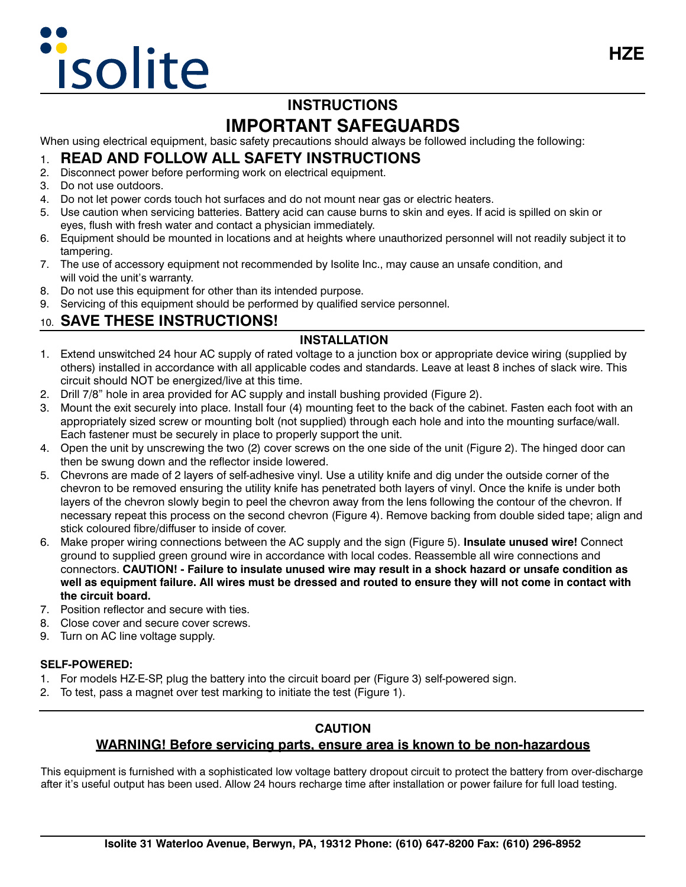isolite

HZE

## INSTRUCTIONS

# IMPORTANT SAFEGUARDS

When using electrical equipment, basic safety precautions should always be followed including the following:

1. **READ AND FOLLOW ALL SAFETY INSTRUCTIONS**
2. Disconnect power before performing work on electrical equipment.
3. Do not use outdoors.
4. Do not let power cords touch hot surfaces and do not mount near gas or electric heaters.
5. Use caution when servicing batteries. Battery acid can cause burns to skin and eyes. If acid is spilled on skin or eyes, flush with fresh water and contact a physician immediately.
6. Equipment should be mounted in locations and at heights where unauthorized personnel will not readily subject it to tampering.
7. The use of accessory equipment not recommended by Isolite Inc., may cause an unsafe condition, and will void the unit's warranty.
8. Do not use this equipment for other than its intended purpose.
9. Servicing of this equipment should be performed by qualified service personnel.
10. **SAVE THESE INSTRUCTIONS!**

## INSTALLATION

1. Extend unswitched 24 hour AC supply of rated voltage to a junction box or appropriate device wiring (supplied by others) installed in accordance with all applicable codes and standards. Leave at least 8 inches of slack wire. This circuit should NOT be energized/live at this time.
2. Drill 7/8" hole in area provided for AC supply and install bushing provided (Figure 2).
3. Mount the exit securely into place. Install four (4) mounting feet to the back of the cabinet. Fasten each foot with an appropriately sized screw or mounting bolt (not supplied) through each hole and into the mounting surface/wall. Each fastener must be securely in place to properly support the unit.
4. Open the unit by unscrewing the two (2) cover screws on the one side of the unit (Figure 2). The hinged door can then be swung down and the reflector inside lowered.
5. Chevrons are made of 2 layers of self-adhesive vinyl. Use a utility knife and dig under the outside corner of the chevron to be removed ensuring the utility knife has penetrated both layers of vinyl. Once the knife is under both layers of the chevron slowly begin to peel the chevron away from the lens following the contour of the chevron. If necessary repeat this process on the second chevron (Figure 4). Remove backing from double sided tape; align and stick coloured fibre/diffuser to inside of cover.
6. Make proper wiring connections between the AC supply and the sign (Figure 5). **Insulate unused wire!** Connect ground to supplied green ground wire in accordance with local codes. Reassemble all wire connections and connectors. **CAUTION! - Failure to insulate unused wire may result in a shock hazard or unsafe condition as well as equipment failure. All wires must be dressed and routed to ensure they will not come in contact with the circuit board.**
7. Position reflector and secure with ties.
8. Close cover and secure cover screws.
9. Turn on AC line voltage supply.

**SELF-POWERED:**

1. For models HZ-E-SP, plug the battery into the circuit board per (Figure 3) self-powered sign.
2. To test, pass a magnet over test marking to initiate the test (Figure 1).

## CAUTION

**WARNING! Before servicing parts, ensure area is known to be non-hazardous**

This equipment is furnished with a sophisticated low voltage battery dropout circuit to protect the battery from over-discharge after it's useful output has been used. Allow 24 hours recharge time after installation or power failure for full load testing.

**Isolite 31 Waterloo Avenue, Berwyn, PA, 19312 Phone: (610) 647-8200 Fax: (610) 296-8952**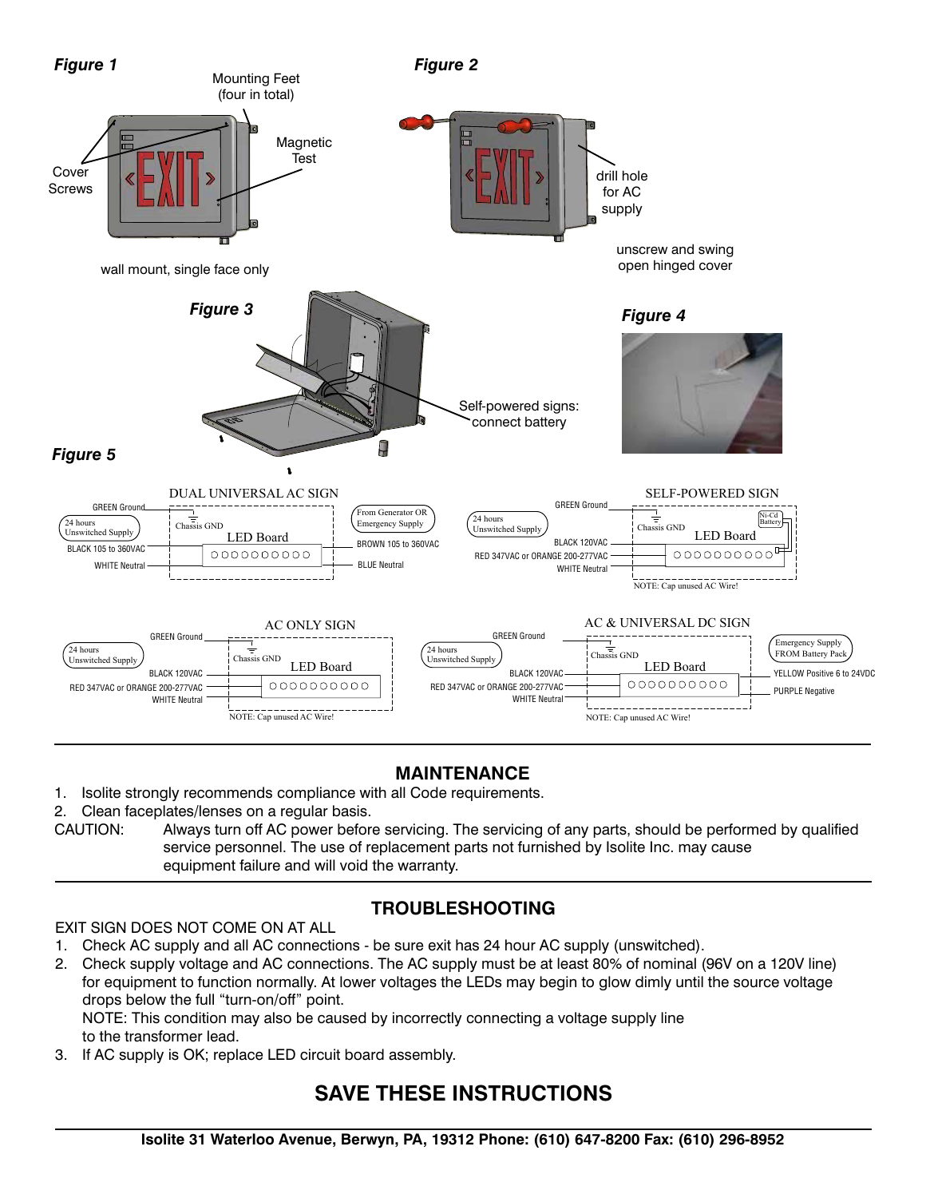*Figure 1*

Mounting Feet
(four in total)

Cover Screws

Magnetic Test

wall mount, single face only

*Figure 2*

drill hole for AC supply

unscrew and swing open hinged cover

*Figure 3*

Self-powered signs: connect battery

*Figure 4*

*Figure 5*

DUAL UNIVERSAL AC SIGN

GREEN Ground
24 hours Unswitched Supply
BLACK 105 to 360VAC
WHITE Neutral
Chassis GND
LED Board
From Generator OR Emergency Supply
BROWN 105 to 360VAC
BLUE Neutral

SELF-POWERED SIGN

GREEN Ground
24 hours Unswitched Supply
BLACK 120VAC
RED 347VAC or ORANGE 200-277VAC
WHITE Neutral
Chassis GND
LED Board
Ni-Cd Battery
NOTE: Cap unused AC Wire!

AC ONLY SIGN

GREEN Ground
24 hours Unswitched Supply
BLACK 120VAC
RED 347VAC or ORANGE 200-277VAC
WHITE Neutral
Chassis GND
LED Board
NOTE: Cap unused AC Wire!

AC & UNIVERSAL DC SIGN

GREEN Ground
24 hours Unswitched Supply
BLACK 120VAC
RED 347VAC or ORANGE 200-277VAC
WHITE Neutral
Chassis GND
LED Board
Emergency Supply FROM Battery Pack
YELLOW Positive 6 to 24VDC
PURPLE Negative
NOTE: Cap unused AC Wire!

## MAINTENANCE

1. Isolite strongly recommends compliance with all Code requirements.
2. Clean faceplates/lenses on a regular basis.

CAUTION: Always turn off AC power before servicing. The servicing of any parts, should be performed by qualified service personnel. The use of replacement parts not furnished by Isolite Inc. may cause equipment failure and will void the warranty.

## TROUBLESHOOTING

EXIT SIGN DOES NOT COME ON AT ALL

1. Check AC supply and all AC connections - be sure exit has 24 hour AC supply (unswitched).
2. Check supply voltage and AC connections. The AC supply must be at least 80% of nominal (96V on a 120V line) for equipment to function normally. At lower voltages the LEDs may begin to glow dimly until the source voltage drops below the full "turn-on/off" point.
   NOTE: This condition may also be caused by incorrectly connecting a voltage supply line to the transformer lead.
3. If AC supply is OK; replace LED circuit board assembly.

# SAVE THESE INSTRUCTIONS

**Isolite 31 Waterloo Avenue, Berwyn, PA, 19312 Phone: (610) 647-8200 Fax: (610) 296-8952**